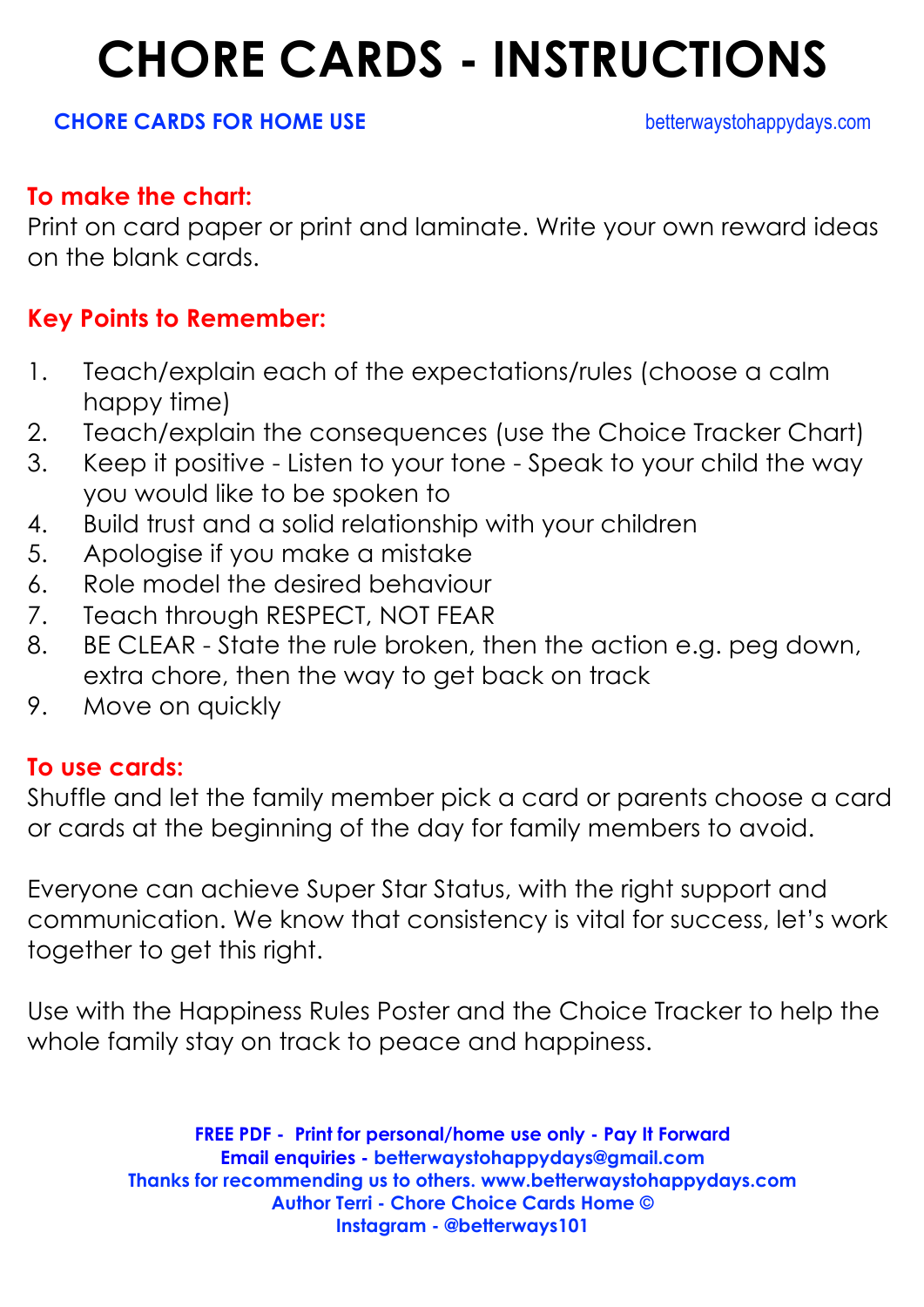# CHORE CARDS - INSTRUCTIONS

**CHORE CARDS FOR HOME USE** betterwaystohappydays.com

### To make the chart:

Print on card paper or print and laminate. Write your own reward ideas on the blank cards.

### Key Points to Remember:

1. Teach/explain each of the expectations/rules (choose a calm happy time)
2. Teach/explain the consequences (use the Choice Tracker Chart)
3. Keep it positive - Listen to your tone - Speak to your child the way you would like to be spoken to
4. Build trust and a solid relationship with your children
5. Apologise if you make a mistake
6. Role model the desired behaviour
7. Teach through RESPECT, NOT FEAR
8. BE CLEAR - State the rule broken, then the action e.g. peg down, extra chore, then the way to get back on track
9. Move on quickly

### To use cards:

Shuffle and let the family member pick a card or parents choose a card or cards at the beginning of the day for family members to avoid.

Everyone can achieve Super Star Status, with the right support and communication. We know that consistency is vital for success, let's work together to get this right.

Use with the Happiness Rules Poster and the Choice Tracker to help the whole family stay on track to peace and happiness.

**FREE PDF - Print for personal/home use only - Pay It Forward**
**Email enquiries - betterwaystohappydays@gmail.com**
**Thanks for recommending us to others. www.betterwaystohappydays.com**
**Author Terri - Chore Choice Cards Home ©**
**Instagram - @betterways101**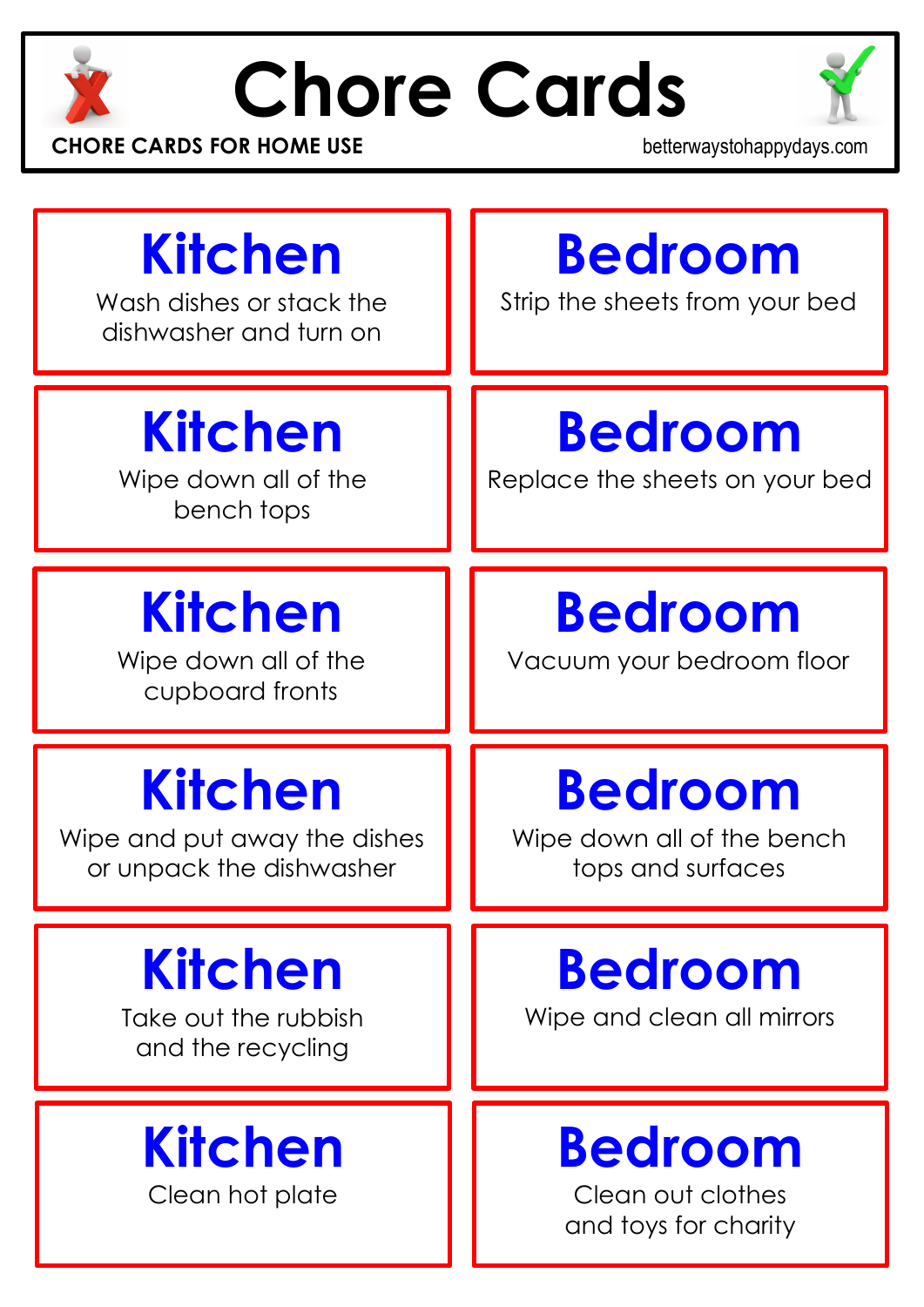# Chore Cards

**CHORE CARDS FOR HOME USE**

betterwaystohappydays.com

## Kitchen
Wash dishes or stack the dishwasher and turn on

## Bedroom
Strip the sheets from your bed

## Kitchen
Wipe down all of the bench tops

## Bedroom
Replace the sheets on your bed

## Kitchen
Wipe down all of the cupboard fronts

## Bedroom
Vacuum your bedroom floor

## Kitchen
Wipe and put away the dishes or unpack the dishwasher

## Bedroom
Wipe down all of the bench tops and surfaces

## Kitchen
Take out the rubbish and the recycling

## Bedroom
Wipe and clean all mirrors

## Kitchen
Clean hot plate

## Bedroom
Clean out clothes and toys for charity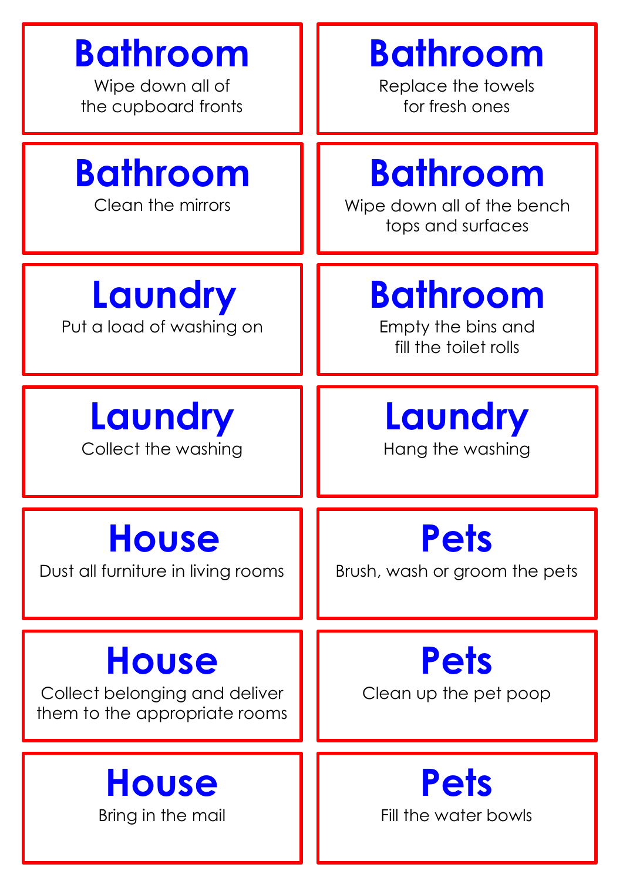## Bathroom
Wipe down all of the cupboard fronts

## Bathroom
Replace the towels for fresh ones

## Bathroom
Clean the mirrors

## Bathroom
Wipe down all of the bench tops and surfaces

## Laundry
Put a load of washing on

## Bathroom
Empty the bins and fill the toilet rolls

## Laundry
Collect the washing

## Laundry
Hang the washing

## House
Dust all furniture in living rooms

## Pets
Brush, wash or groom the pets

## House
Collect belonging and deliver them to the appropriate rooms

## Pets
Clean up the pet poop

## House
Bring in the mail

## Pets
Fill the water bowls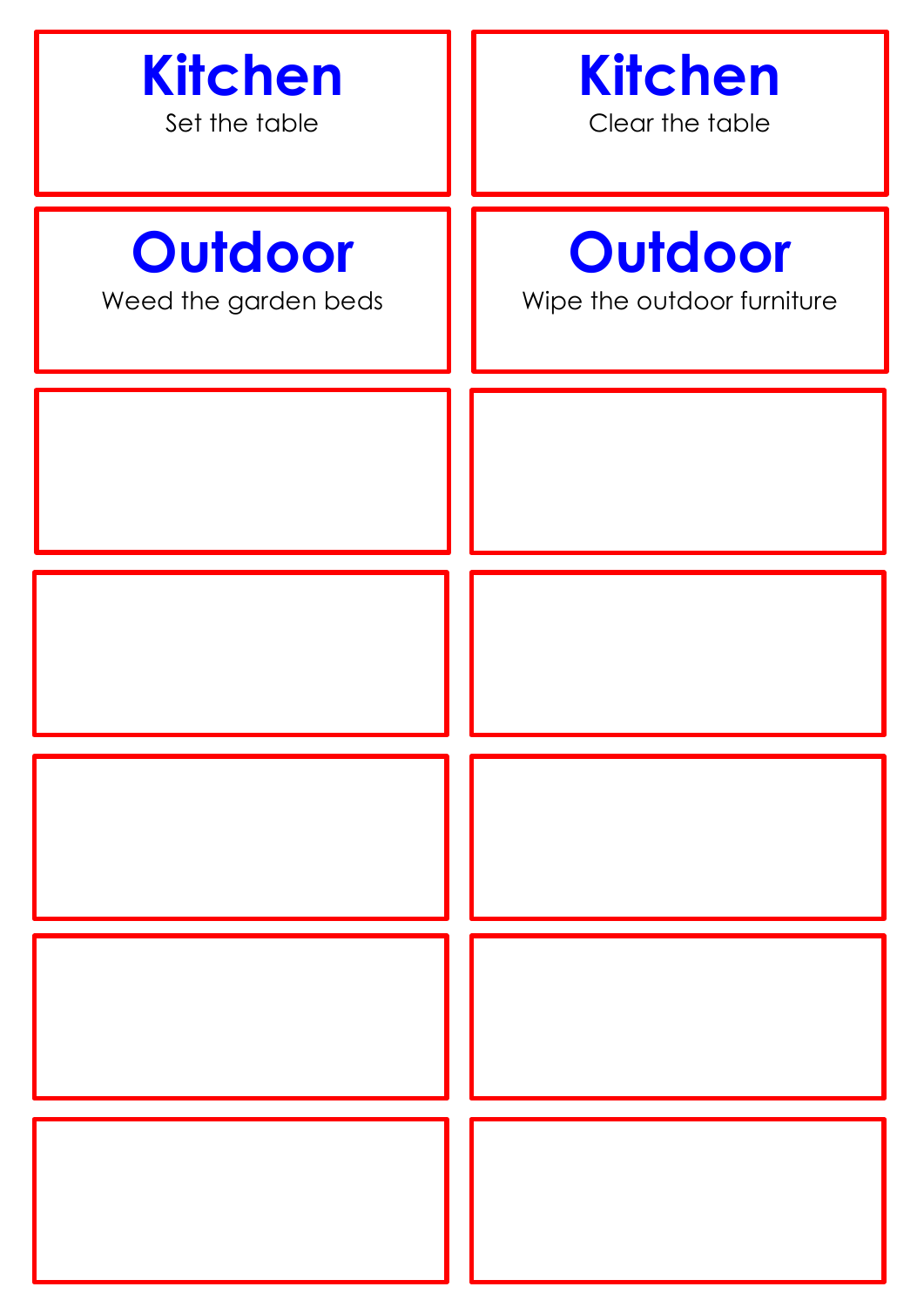## Kitchen

Set the table

## Kitchen

Clear the table

## Outdoor

Weed the garden beds

## Outdoor

Wipe the outdoor furniture